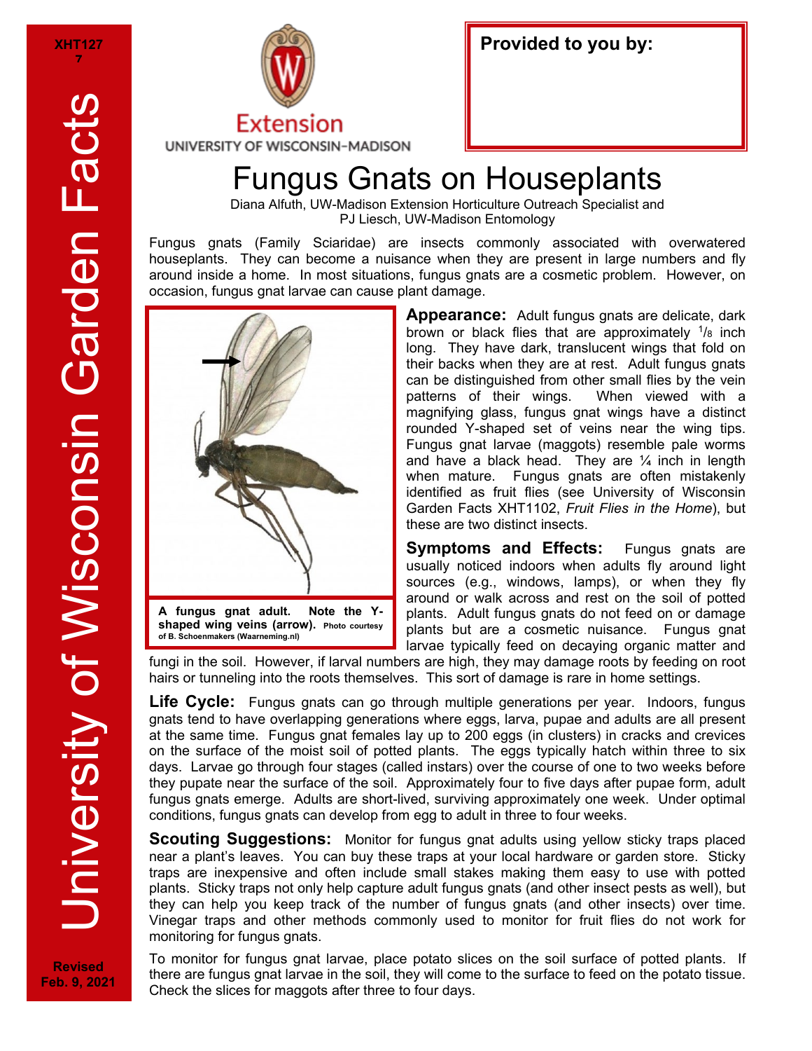# Fungus Gnats on Houseplants

Diana Alfuth, UW-Madison Extension Horticulture Outreach Specialist and PJ Liesch, UW-Madison Entomology

Fungus gnats (Family Sciaridae) are insects commonly associated with overwatered houseplants. They can become a nuisance when they are present in large numbers and fly around inside a home. In most situations, fungus gnats are a cosmetic problem. However, on occasion, fungus gnat larvae can cause plant damage.

**A fungus gnat adult. Note the Y-shaped wing veins (arrow).** Photo courtesy of B. Schoenmakers (Waarneming.nl)

**Appearance:** Adult fungus gnats are delicate, dark brown or black flies that are approximately 1/8 inch long. They have dark, translucent wings that fold on their backs when they are at rest. Adult fungus gnats can be distinguished from other small flies by the vein patterns of their wings. When viewed with a magnifying glass, fungus gnat wings have a distinct rounded Y-shaped set of veins near the wing tips. Fungus gnat larvae (maggots) resemble pale worms and have a black head. They are ¼ inch in length when mature. Fungus gnats are often mistakenly identified as fruit flies (see University of Wisconsin Garden Facts XHT1102, *Fruit Flies in the Home*), but these are two distinct insects.

**Symptoms and Effects:** Fungus gnats are usually noticed indoors when adults fly around light sources (e.g., windows, lamps), or when they fly around or walk across and rest on the soil of potted plants. Adult fungus gnats do not feed on or damage plants but are a cosmetic nuisance. Fungus gnat larvae typically feed on decaying organic matter and fungi in the soil. However, if larval numbers are high, they may damage roots by feeding on root hairs or tunneling into the roots themselves. This sort of damage is rare in home settings.

**Life Cycle:** Fungus gnats can go through multiple generations per year. Indoors, fungus gnats tend to have overlapping generations where eggs, larva, pupae and adults are all present at the same time. Fungus gnat females lay up to 200 eggs (in clusters) in cracks and crevices on the surface of the moist soil of potted plants. The eggs typically hatch within three to six days. Larvae go through four stages (called instars) over the course of one to two weeks before they pupate near the surface of the soil. Approximately four to five days after pupae form, adult fungus gnats emerge. Adults are short-lived, surviving approximately one week. Under optimal conditions, fungus gnats can develop from egg to adult in three to four weeks.

**Scouting Suggestions:** Monitor for fungus gnat adults using yellow sticky traps placed near a plant's leaves. You can buy these traps at your local hardware or garden store. Sticky traps are inexpensive and often include small stakes making them easy to use with potted plants. Sticky traps not only help capture adult fungus gnats (and other insect pests as well), but they can help you keep track of the number of fungus gnats (and other insects) over time. Vinegar traps and other methods commonly used to monitor for fruit flies do not work for monitoring for fungus gnats.

To monitor for fungus gnat larvae, place potato slices on the soil surface of potted plants. If there are fungus gnat larvae in the soil, they will come to the surface to feed on the potato tissue. Check the slices for maggots after three to four days.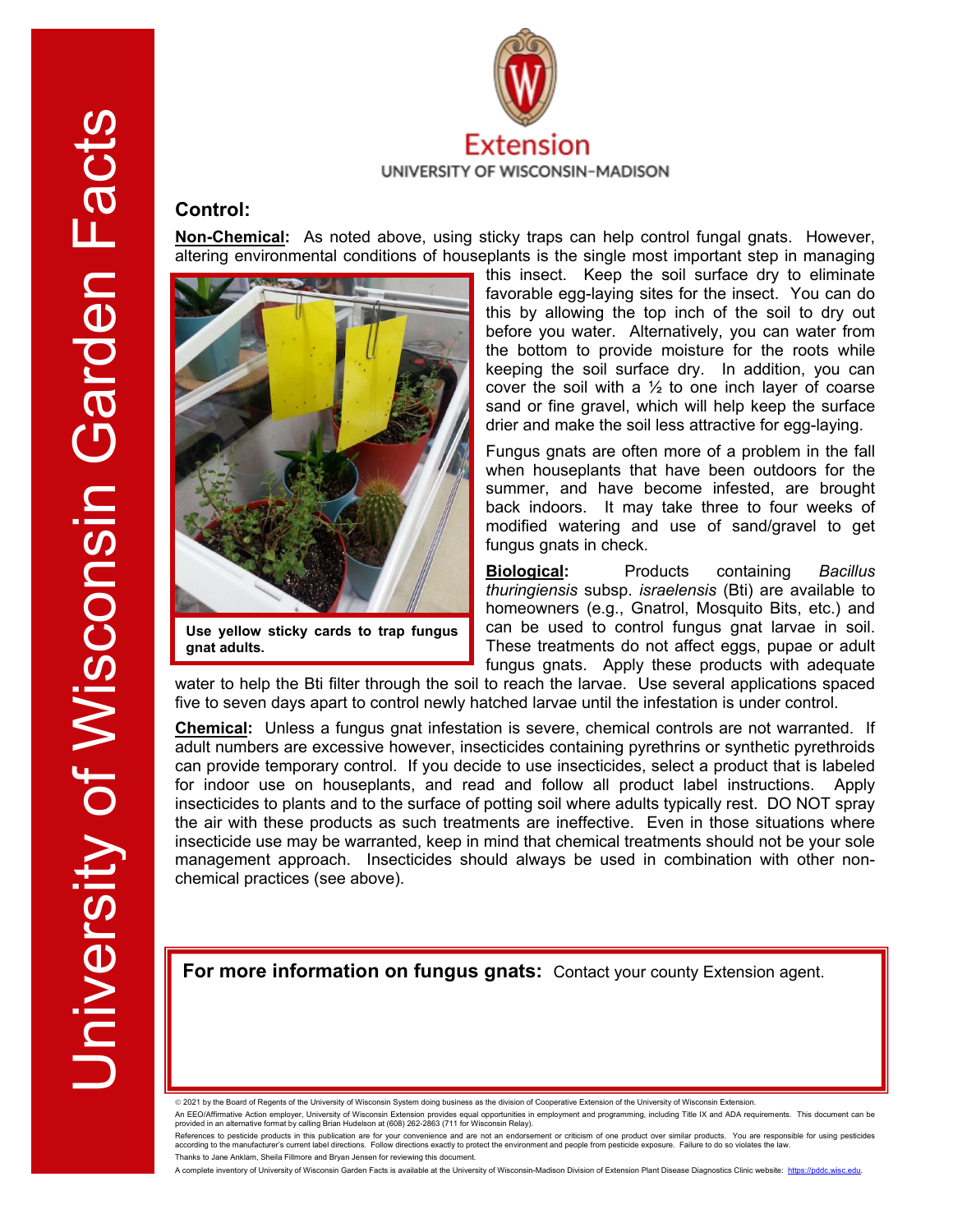## Control:

**Non-Chemical:** As noted above, using sticky traps can help control fungal gnats. However, altering environmental conditions of houseplants is the single most important step in managing this insect. Keep the soil surface dry to eliminate favorable egg-laying sites for the insect. You can do this by allowing the top inch of the soil to dry out before you water. Alternatively, you can water from the bottom to provide moisture for the roots while keeping the soil surface dry. In addition, you can cover the soil with a ½ to one inch layer of coarse sand or fine gravel, which will help keep the surface drier and make the soil less attractive for egg-laying.

Use yellow sticky cards to trap fungus gnat adults.

Fungus gnats are often more of a problem in the fall when houseplants that have been outdoors for the summer, and have become infested, are brought back indoors. It may take three to four weeks of modified watering and use of sand/gravel to get fungus gnats in check.

**Biological:** Products containing *Bacillus thuringiensis* subsp. *israelensis* (Bti) are available to homeowners (e.g., Gnatrol, Mosquito Bits, etc.) and can be used to control fungus gnat larvae in soil. These treatments do not affect eggs, pupae or adult fungus gnats. Apply these products with adequate water to help the Bti filter through the soil to reach the larvae. Use several applications spaced five to seven days apart to control newly hatched larvae until the infestation is under control.

**Chemical:** Unless a fungus gnat infestation is severe, chemical controls are not warranted. If adult numbers are excessive however, insecticides containing pyrethrins or synthetic pyrethroids can provide temporary control. If you decide to use insecticides, select a product that is labeled for indoor use on houseplants, and read and follow all product label instructions. Apply insecticides to plants and to the surface of potting soil where adults typically rest. DO NOT spray the air with these products as such treatments are ineffective. Even in those situations where insecticide use may be warranted, keep in mind that chemical treatments should not be your sole management approach. Insecticides should always be used in combination with other non-chemical practices (see above).

**For more information on fungus gnats:** Contact your county Extension agent.

© 2021 by the Board of Regents of the University of Wisconsin System doing business as the division of Cooperative Extension of the University of Wisconsin Extension.

An EEO/Affirmative Action employer, University of Wisconsin Extension provides equal opportunities in employment and programming, including Title IX and ADA requirements. This document can be provided in an alternative format by calling Brian Hudelson at (608) 262-2863 (711 for Wisconsin Relay).

References to pesticide products in this publication are for your convenience and are not an endorsement or criticism of one product over similar products. You are responsible for using pesticides according to the manufacturer's current label directions. Follow directions exactly to protect the environment and people from pesticide exposure. Failure to do so violates the law.

Thanks to Jane Anklam, Sheila Fillmore and Bryan Jensen for reviewing this document.

A complete inventory of University of Wisconsin Garden Facts is available at the University of Wisconsin-Madison Division of Extension Plant Disease Diagnostics Clinic website: https://pddc.wisc.edu.